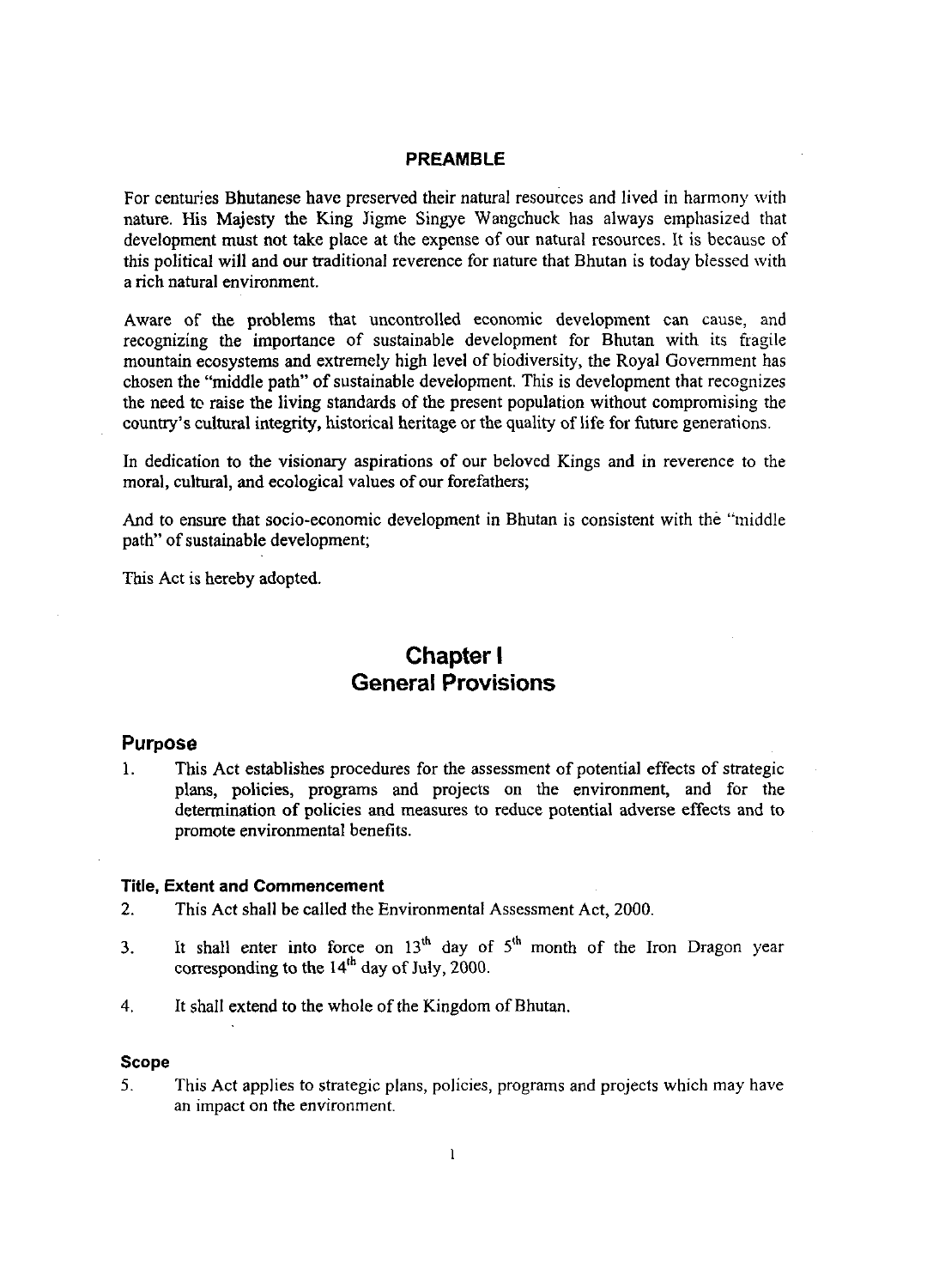## PREAMBLE

For centuries Bhutanese have preserved their natural resources and lived in harmony with nature. His Majesty the King Jigme Singye Wangchuck has always emphasized that development must not take place at the expense of our natural resources. It is because of this political will and our traditional reverence for nature that Bhutan is today blessed with a rich natural environment.

Aware of the problems that uncontrolled economic development can cause, and recognizing the importance of sustainable development for Bhutan with its fragile mountain ecosystems and extremely high level of biodiversity, the Royal Government has chosen the "middle path" of sustainable development. This is development that recognizes the need to raise the living standards of the present population without compromising the country's cultural integrity, historical heritage or the quality of life for future generations.

In dedication to the visionary aspirations of our beloved Kings and in reverence to the moral, cultural, and ecological values of our forefathers;

And to ensure that socio-economic development in Bhutan is consistent with the "middle path" of sustainable development;

This Act is hereby adopted.

# Chapter I
# General Provisions

## Purpose

1. This Act establishes procedures for the assessment of potential effects of strategic plans, policies, programs and projects on the environment, and for the determination of policies and measures to reduce potential adverse effects and to promote environmental benefits.

### Title, Extent and Commencement

2. This Act shall be called the Environmental Assessment Act, 2000.

3. It shall enter into force on 13th day of 5th month of the Iron Dragon year corresponding to the 14th day of July, 2000.

4. It shall extend to the whole of the Kingdom of Bhutan.

### Scope

5. This Act applies to strategic plans, policies, programs and projects which may have an impact on the environment.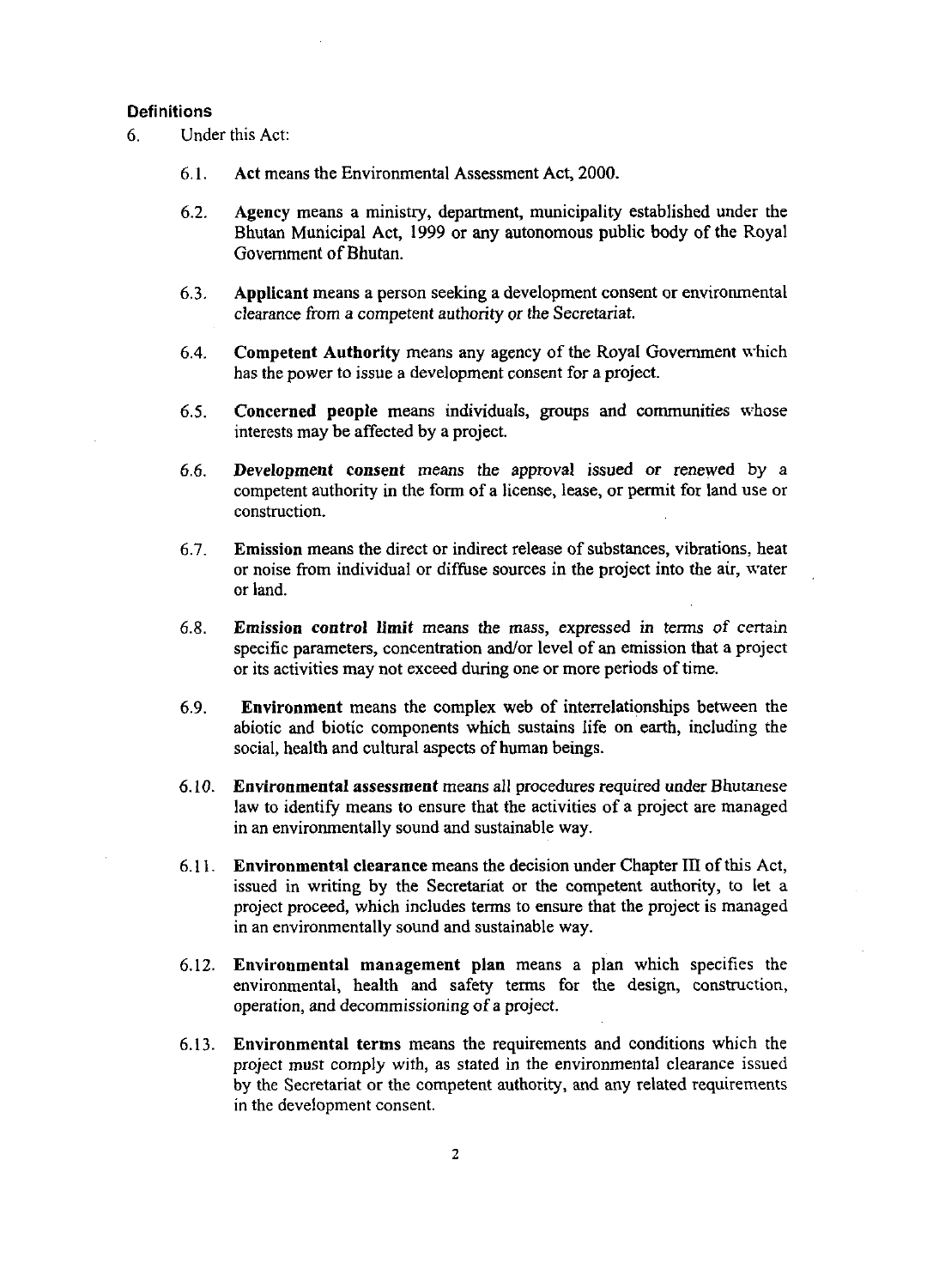### Definitions

6. Under this Act:

   6.1. **Act** means the Environmental Assessment Act, 2000.

   6.2. **Agency** means a ministry, department, municipality established under the Bhutan Municipal Act, 1999 or any autonomous public body of the Royal Government of Bhutan.

   6.3. **Applicant** means a person seeking a development consent or environmental clearance from a competent authority or the Secretariat.

   6.4. **Competent Authority** means any agency of the Royal Government which has the power to issue a development consent for a project.

   6.5. **Concerned people** means individuals, groups and communities whose interests may be affected by a project.

   6.6. **Development consent** means the approval issued or renewed by a competent authority in the form of a license, lease, or permit for land use or construction.

   6.7. **Emission** means the direct or indirect release of substances, vibrations, heat or noise from individual or diffuse sources in the project into the air, water or land.

   6.8. **Emission control limit** means the mass, expressed in terms of certain specific parameters, concentration and/or level of an emission that a project or its activities may not exceed during one or more periods of time.

   6.9. **Environment** means the complex web of interrelationships between the abiotic and biotic components which sustains life on earth, including the social, health and cultural aspects of human beings.

   6.10. **Environmental assessment** means all procedures required under Bhutanese law to identify means to ensure that the activities of a project are managed in an environmentally sound and sustainable way.

   6.11. **Environmental clearance** means the decision under Chapter III of this Act, issued in writing by the Secretariat or the competent authority, to let a project proceed, which includes terms to ensure that the project is managed in an environmentally sound and sustainable way.

   6.12. **Environmental management plan** means a plan which specifies the environmental, health and safety terms for the design, construction, operation, and decommissioning of a project.

   6.13. **Environmental terms** means the requirements and conditions which the project must comply with, as stated in the environmental clearance issued by the Secretariat or the competent authority, and any related requirements in the development consent.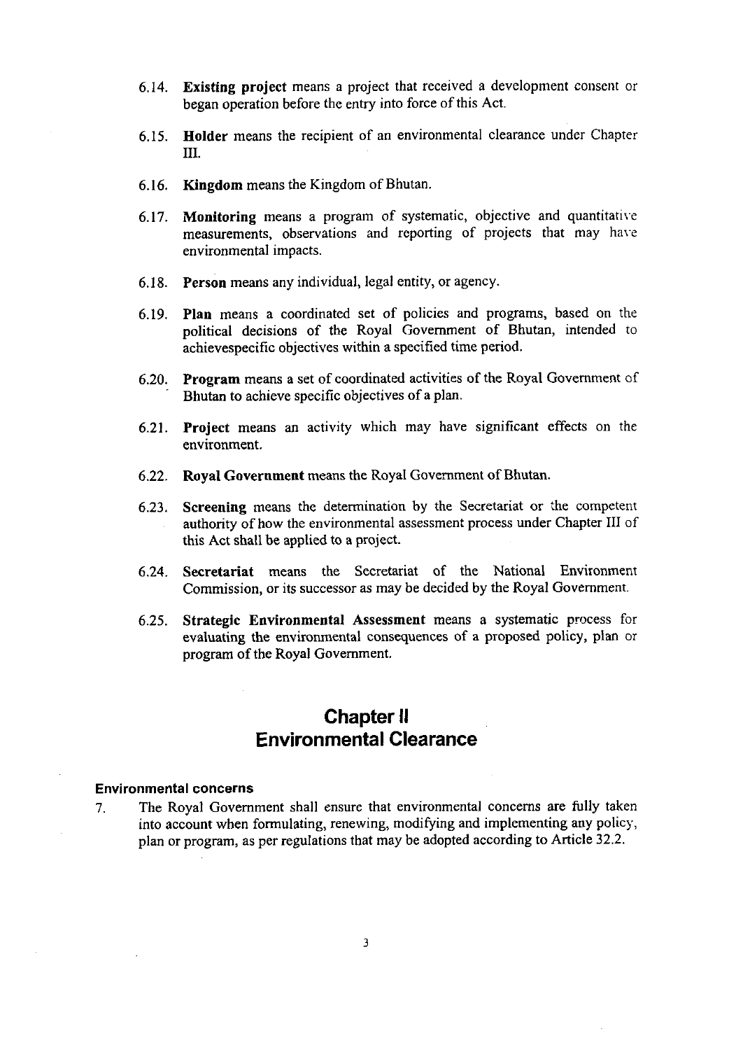6.14. **Existing project** means a project that received a development consent or began operation before the entry into force of this Act.

6.15. **Holder** means the recipient of an environmental clearance under Chapter III.

6.16. **Kingdom** means the Kingdom of Bhutan.

6.17. **Monitoring** means a program of systematic, objective and quantitative measurements, observations and reporting of projects that may have environmental impacts.

6.18. **Person** means any individual, legal entity, or agency.

6.19. **Plan** means a coordinated set of policies and programs, based on the political decisions of the Royal Government of Bhutan, intended to achievespecific objectives within a specified time period.

6.20. **Program** means a set of coordinated activities of the Royal Government of Bhutan to achieve specific objectives of a plan.

6.21. **Project** means an activity which may have significant effects on the environment.

6.22. **Royal Government** means the Royal Government of Bhutan.

6.23. **Screening** means the determination by the Secretariat or the competent authority of how the environmental assessment process under Chapter III of this Act shall be applied to a project.

6.24. **Secretariat** means the Secretariat of the National Environment Commission, or its successor as may be decided by the Royal Government.

6.25. **Strategic Environmental Assessment** means a systematic process for evaluating the environmental consequences of a proposed policy, plan or program of the Royal Government.

## Chapter II
## Environmental Clearance

### Environmental concerns

7. The Royal Government shall ensure that environmental concerns are fully taken into account when formulating, renewing, modifying and implementing any policy, plan or program, as per regulations that may be adopted according to Article 32.2.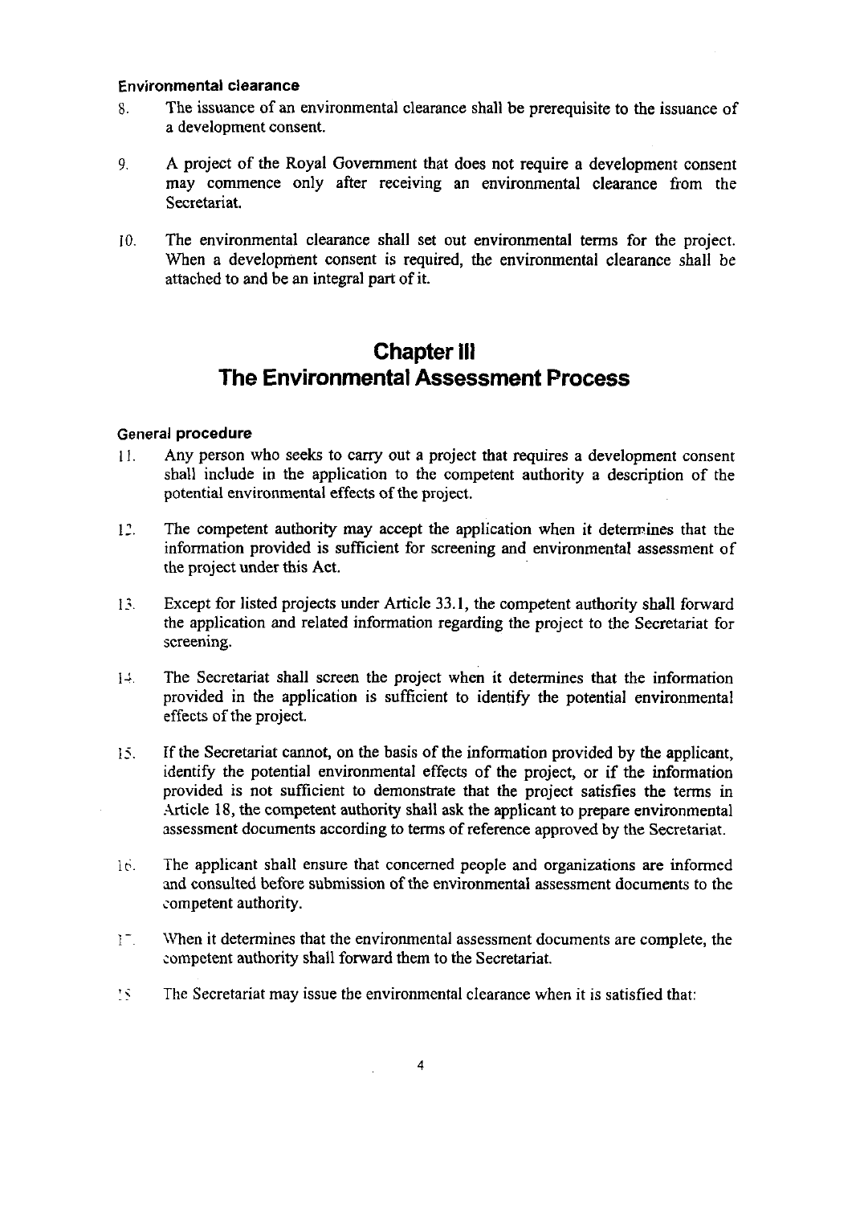### Environmental clearance

8. The issuance of an environmental clearance shall be prerequisite to the issuance of a development consent.

9. A project of the Royal Government that does not require a development consent may commence only after receiving an environmental clearance from the Secretariat.

10. The environmental clearance shall set out environmental terms for the project. When a development consent is required, the environmental clearance shall be attached to and be an integral part of it.

# Chapter III
# The Environmental Assessment Process

### General procedure

11. Any person who seeks to carry out a project that requires a development consent shall include in the application to the competent authority a description of the potential environmental effects of the project.

12. The competent authority may accept the application when it determines that the information provided is sufficient for screening and environmental assessment of the project under this Act.

13. Except for listed projects under Article 33.1, the competent authority shall forward the application and related information regarding the project to the Secretariat for screening.

14. The Secretariat shall screen the project when it determines that the information provided in the application is sufficient to identify the potential environmental effects of the project.

15. If the Secretariat cannot, on the basis of the information provided by the applicant, identify the potential environmental effects of the project, or if the information provided is not sufficient to demonstrate that the project satisfies the terms in Article 18, the competent authority shall ask the applicant to prepare environmental assessment documents according to terms of reference approved by the Secretariat.

16. The applicant shall ensure that concerned people and organizations are informed and consulted before submission of the environmental assessment documents to the competent authority.

17. When it determines that the environmental assessment documents are complete, the competent authority shall forward them to the Secretariat.

18. The Secretariat may issue the environmental clearance when it is satisfied that: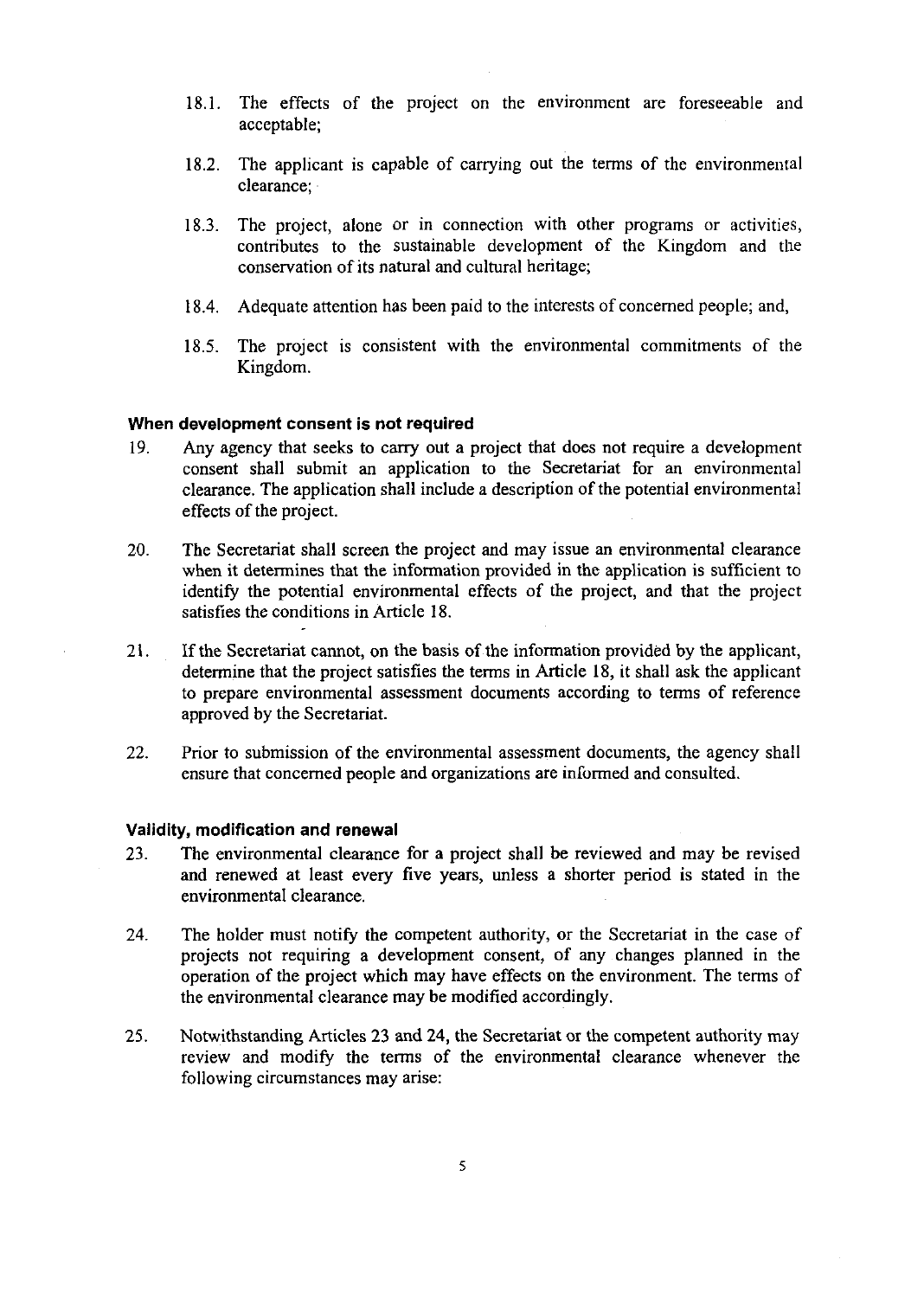18.1. The effects of the project on the environment are foreseeable and acceptable;

18.2. The applicant is capable of carrying out the terms of the environmental clearance;

18.3. The project, alone or in connection with other programs or activities, contributes to the sustainable development of the Kingdom and the conservation of its natural and cultural heritage;

18.4. Adequate attention has been paid to the interests of concerned people; and,

18.5. The project is consistent with the environmental commitments of the Kingdom.

### When development consent is not required

19. Any agency that seeks to carry out a project that does not require a development consent shall submit an application to the Secretariat for an environmental clearance. The application shall include a description of the potential environmental effects of the project.

20. The Secretariat shall screen the project and may issue an environmental clearance when it determines that the information provided in the application is sufficient to identify the potential environmental effects of the project, and that the project satisfies the conditions in Article 18.

21. If the Secretariat cannot, on the basis of the information provided by the applicant, determine that the project satisfies the terms in Article 18, it shall ask the applicant to prepare environmental assessment documents according to terms of reference approved by the Secretariat.

22. Prior to submission of the environmental assessment documents, the agency shall ensure that concerned people and organizations are informed and consulted.

### Validity, modification and renewal

23. The environmental clearance for a project shall be reviewed and may be revised and renewed at least every five years, unless a shorter period is stated in the environmental clearance.

24. The holder must notify the competent authority, or the Secretariat in the case of projects not requiring a development consent, of any changes planned in the operation of the project which may have effects on the environment. The terms of the environmental clearance may be modified accordingly.

25. Notwithstanding Articles 23 and 24, the Secretariat or the competent authority may review and modify the terms of the environmental clearance whenever the following circumstances may arise: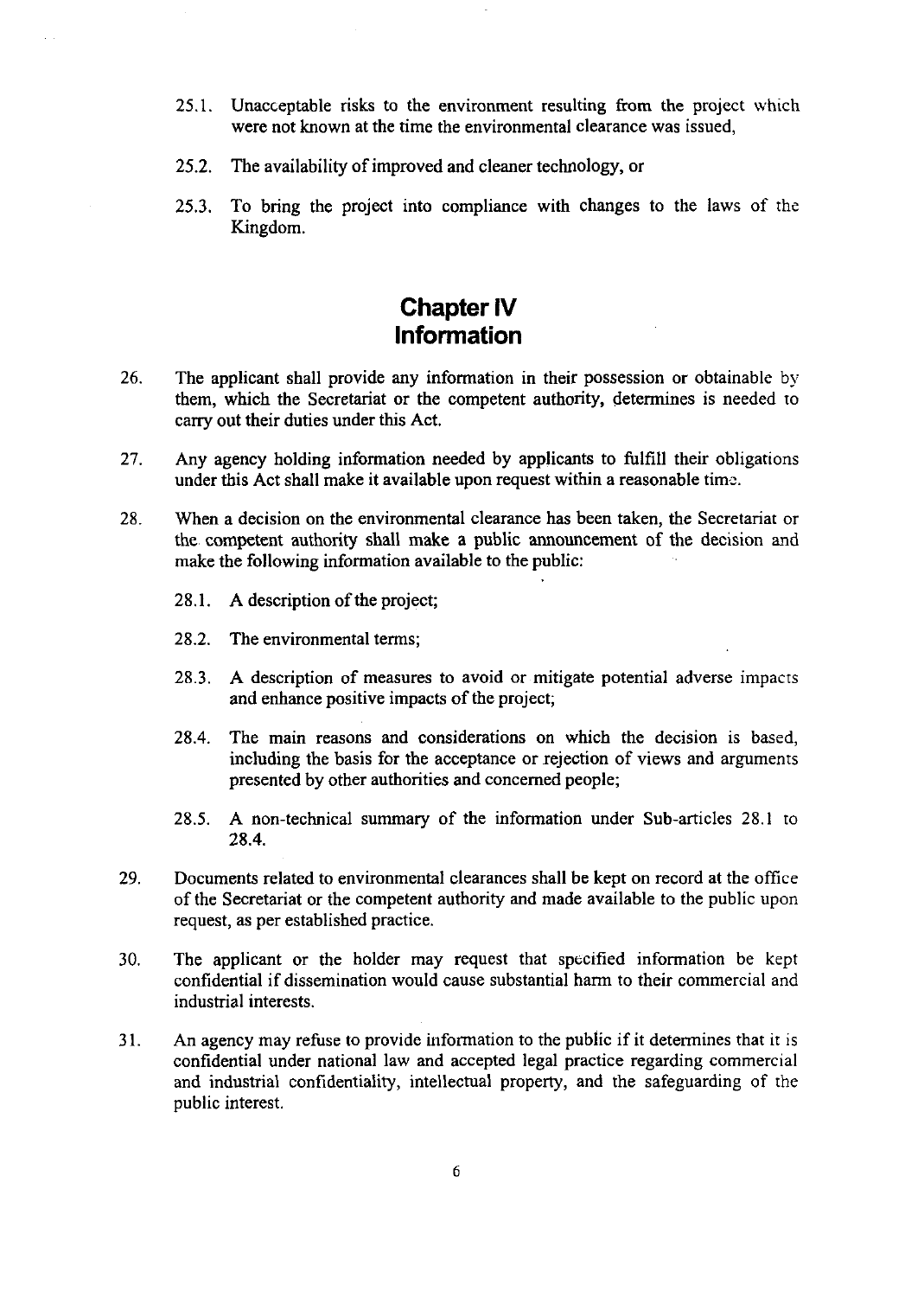25.1. Unacceptable risks to the environment resulting from the project which were not known at the time the environmental clearance was issued,

25.2. The availability of improved and cleaner technology, or

25.3. To bring the project into compliance with changes to the laws of the Kingdom.

## Chapter IV
## Information

26. The applicant shall provide any information in their possession or obtainable by them, which the Secretariat or the competent authority, determines is needed to carry out their duties under this Act.

27. Any agency holding information needed by applicants to fulfill their obligations under this Act shall make it available upon request within a reasonable time.

28. When a decision on the environmental clearance has been taken, the Secretariat or the competent authority shall make a public announcement of the decision and make the following information available to the public:

    28.1. A description of the project;

    28.2. The environmental terms;

    28.3. A description of measures to avoid or mitigate potential adverse impacts and enhance positive impacts of the project;

    28.4. The main reasons and considerations on which the decision is based, including the basis for the acceptance or rejection of views and arguments presented by other authorities and concerned people;

    28.5. A non-technical summary of the information under Sub-articles 28.1 to 28.4.

29. Documents related to environmental clearances shall be kept on record at the office of the Secretariat or the competent authority and made available to the public upon request, as per established practice.

30. The applicant or the holder may request that specified information be kept confidential if dissemination would cause substantial harm to their commercial and industrial interests.

31. An agency may refuse to provide information to the public if it determines that it is confidential under national law and accepted legal practice regarding commercial and industrial confidentiality, intellectual property, and the safeguarding of the public interest.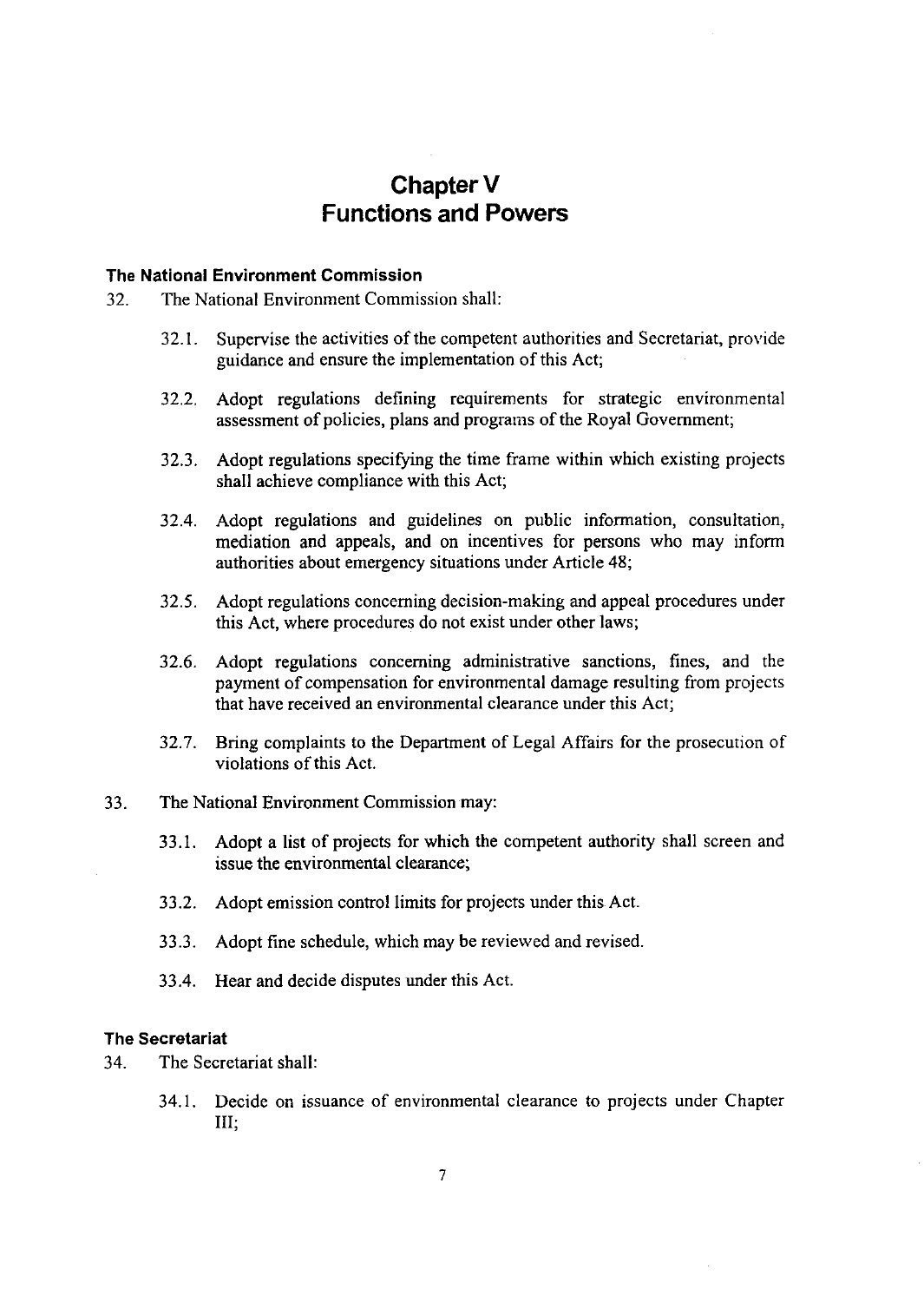# Chapter V
# Functions and Powers

### The National Environment Commission

32. The National Environment Commission shall:

    32.1. Supervise the activities of the competent authorities and Secretariat, provide guidance and ensure the implementation of this Act;

    32.2. Adopt regulations defining requirements for strategic environmental assessment of policies, plans and programs of the Royal Government;

    32.3. Adopt regulations specifying the time frame within which existing projects shall achieve compliance with this Act;

    32.4. Adopt regulations and guidelines on public information, consultation, mediation and appeals, and on incentives for persons who may inform authorities about emergency situations under Article 48;

    32.5. Adopt regulations concerning decision-making and appeal procedures under this Act, where procedures do not exist under other laws;

    32.6. Adopt regulations concerning administrative sanctions, fines, and the payment of compensation for environmental damage resulting from projects that have received an environmental clearance under this Act;

    32.7. Bring complaints to the Department of Legal Affairs for the prosecution of violations of this Act.

33. The National Environment Commission may:

    33.1. Adopt a list of projects for which the competent authority shall screen and issue the environmental clearance;

    33.2. Adopt emission control limits for projects under this Act.

    33.3. Adopt fine schedule, which may be reviewed and revised.

    33.4. Hear and decide disputes under this Act.

### The Secretariat

34. The Secretariat shall:

    34.1. Decide on issuance of environmental clearance to projects under Chapter III;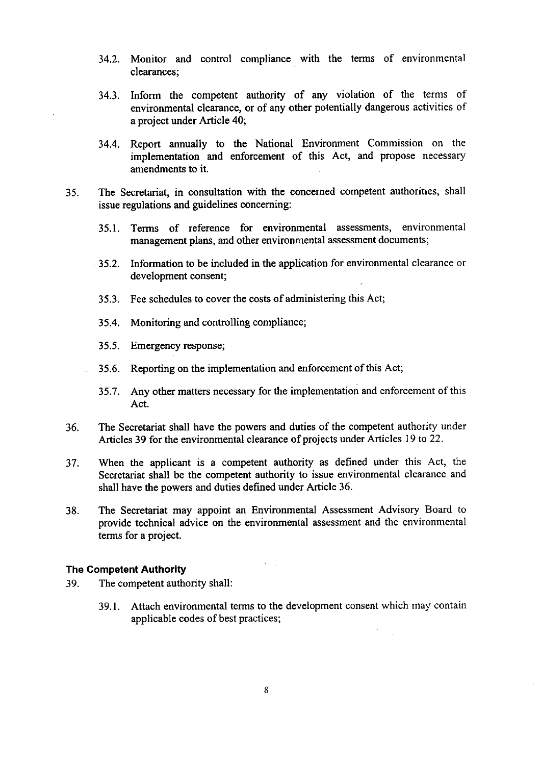34.2. Monitor and control compliance with the terms of environmental clearances;

34.3. Inform the competent authority of any violation of the terms of environmental clearance, or of any other potentially dangerous activities of a project under Article 40;

34.4. Report annually to the National Environment Commission on the implementation and enforcement of this Act, and propose necessary amendments to it.

35. The Secretariat, in consultation with the concerned competent authorities, shall issue regulations and guidelines concerning:

35.1. Terms of reference for environmental assessments, environmental management plans, and other environmental assessment documents;

35.2. Information to be included in the application for environmental clearance or development consent;

35.3. Fee schedules to cover the costs of administering this Act;

35.4. Monitoring and controlling compliance;

35.5. Emergency response;

35.6. Reporting on the implementation and enforcement of this Act;

35.7. Any other matters necessary for the implementation and enforcement of this Act.

36. The Secretariat shall have the powers and duties of the competent authority under Articles 39 for the environmental clearance of projects under Articles 19 to 22.

37. When the applicant is a competent authority as defined under this Act, the Secretariat shall be the competent authority to issue environmental clearance and shall have the powers and duties defined under Article 36.

38. The Secretariat may appoint an Environmental Assessment Advisory Board to provide technical advice on the environmental assessment and the environmental terms for a project.

### The Competent Authority

39. The competent authority shall:

39.1. Attach environmental terms to the development consent which may contain applicable codes of best practices;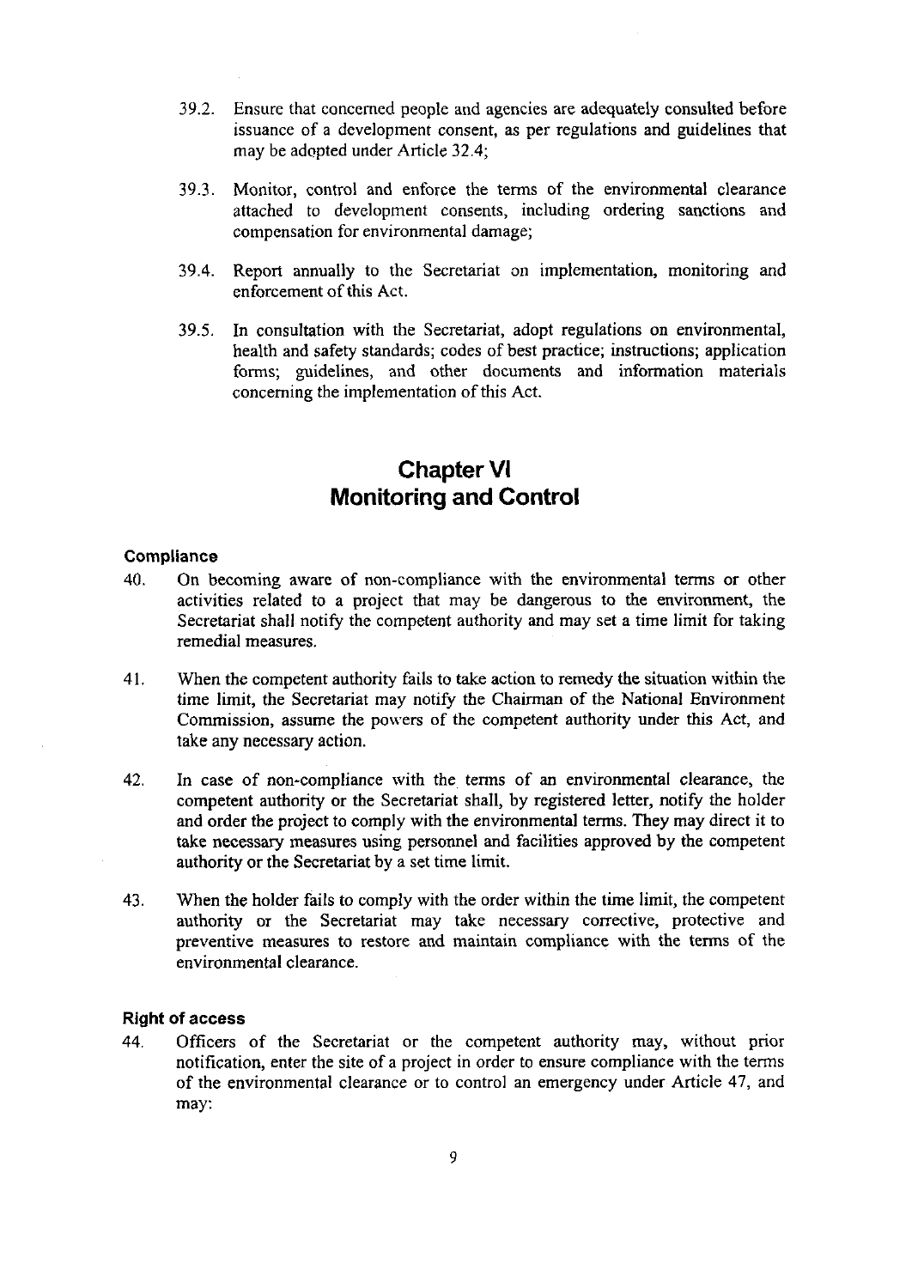39.2. Ensure that concerned people and agencies are adequately consulted before issuance of a development consent, as per regulations and guidelines that may be adopted under Article 32.4;

39.3. Monitor, control and enforce the terms of the environmental clearance attached to development consents, including ordering sanctions and compensation for environmental damage;

39.4. Report annually to the Secretariat on implementation, monitoring and enforcement of this Act.

39.5. In consultation with the Secretariat, adopt regulations on environmental, health and safety standards; codes of best practice; instructions; application forms; guidelines, and other documents and information materials concerning the implementation of this Act.

# Chapter VI
# Monitoring and Control

### Compliance

40. On becoming aware of non-compliance with the environmental terms or other activities related to a project that may be dangerous to the environment, the Secretariat shall notify the competent authority and may set a time limit for taking remedial measures.

41. When the competent authority fails to take action to remedy the situation within the time limit, the Secretariat may notify the Chairman of the National Environment Commission, assume the powers of the competent authority under this Act, and take any necessary action.

42. In case of non-compliance with the terms of an environmental clearance, the competent authority or the Secretariat shall, by registered letter, notify the holder and order the project to comply with the environmental terms. They may direct it to take necessary measures using personnel and facilities approved by the competent authority or the Secretariat by a set time limit.

43. When the holder fails to comply with the order within the time limit, the competent authority or the Secretariat may take necessary corrective, protective and preventive measures to restore and maintain compliance with the terms of the environmental clearance.

### Right of access

44. Officers of the Secretariat or the competent authority may, without prior notification, enter the site of a project in order to ensure compliance with the terms of the environmental clearance or to control an emergency under Article 47, and may: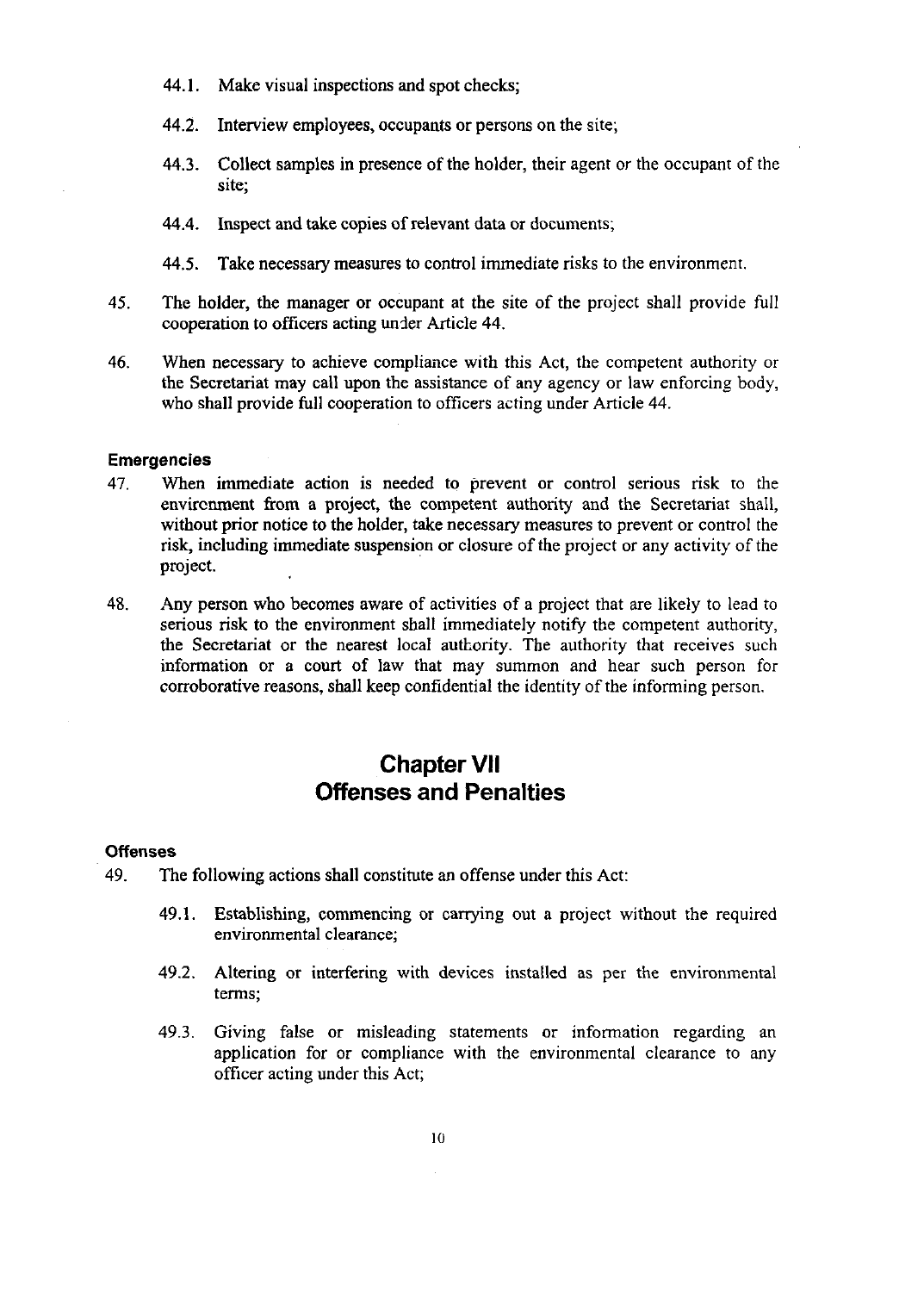44.1. Make visual inspections and spot checks;

44.2. Interview employees, occupants or persons on the site;

44.3. Collect samples in presence of the holder, their agent or the occupant of the site;

44.4. Inspect and take copies of relevant data or documents;

44.5. Take necessary measures to control immediate risks to the environment.

45. The holder, the manager or occupant at the site of the project shall provide full cooperation to officers acting under Article 44.

46. When necessary to achieve compliance with this Act, the competent authority or the Secretariat may call upon the assistance of any agency or law enforcing body, who shall provide full cooperation to officers acting under Article 44.

#### Emergencies

47. When immediate action is needed to prevent or control serious risk to the environment from a project, the competent authority and the Secretariat shall, without prior notice to the holder, take necessary measures to prevent or control the risk, including immediate suspension or closure of the project or any activity of the project.

48. Any person who becomes aware of activities of a project that are likely to lead to serious risk to the environment shall immediately notify the competent authority, the Secretariat or the nearest local authority. The authority that receives such information or a court of law that may summon and hear such person for corroborative reasons, shall keep confidential the identity of the informing person.

## Chapter VII
## Offenses and Penalties

#### Offenses

49. The following actions shall constitute an offense under this Act:

49.1. Establishing, commencing or carrying out a project without the required environmental clearance;

49.2. Altering or interfering with devices installed as per the environmental terms;

49.3. Giving false or misleading statements or information regarding an application for or compliance with the environmental clearance to any officer acting under this Act;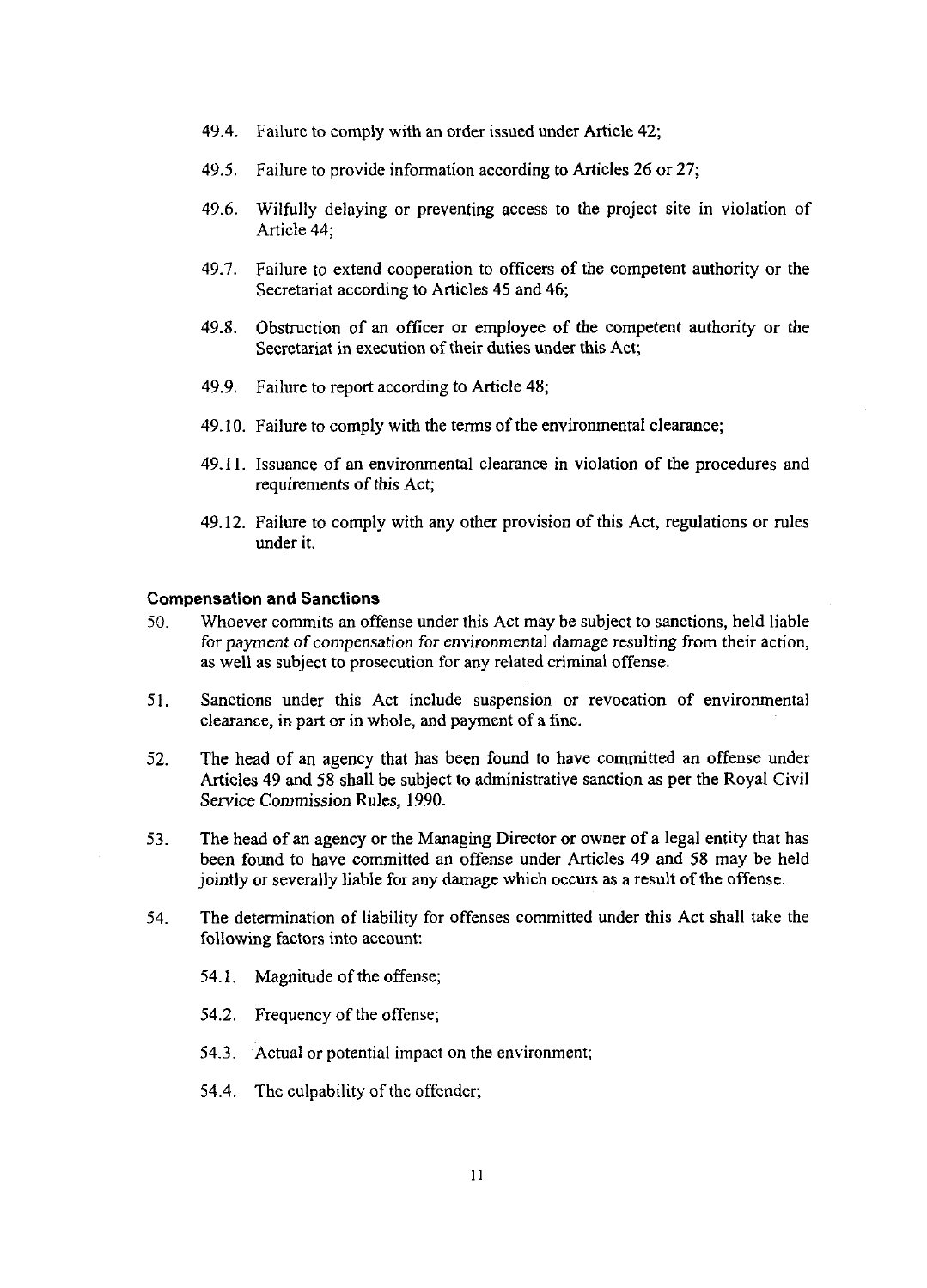49.4. Failure to comply with an order issued under Article 42;

49.5. Failure to provide information according to Articles 26 or 27;

49.6. Wilfully delaying or preventing access to the project site in violation of Article 44;

49.7. Failure to extend cooperation to officers of the competent authority or the Secretariat according to Articles 45 and 46;

49.8. Obstruction of an officer or employee of the competent authority or the Secretariat in execution of their duties under this Act;

49.9. Failure to report according to Article 48;

49.10. Failure to comply with the terms of the environmental clearance;

49.11. Issuance of an environmental clearance in violation of the procedures and requirements of this Act;

49.12. Failure to comply with any other provision of this Act, regulations or rules under it.

#### Compensation and Sanctions

50. Whoever commits an offense under this Act may be subject to sanctions, held liable for payment of compensation for environmental damage resulting from their action, as well as subject to prosecution for any related criminal offense.

51. Sanctions under this Act include suspension or revocation of environmental clearance, in part or in whole, and payment of a fine.

52. The head of an agency that has been found to have committed an offense under Articles 49 and 58 shall be subject to administrative sanction as per the Royal Civil Service Commission Rules, 1990.

53. The head of an agency or the Managing Director or owner of a legal entity that has been found to have committed an offense under Articles 49 and 58 may be held jointly or severally liable for any damage which occurs as a result of the offense.

54. The determination of liability for offenses committed under this Act shall take the following factors into account:

54.1. Magnitude of the offense;

54.2. Frequency of the offense;

54.3. Actual or potential impact on the environment;

54.4. The culpability of the offender;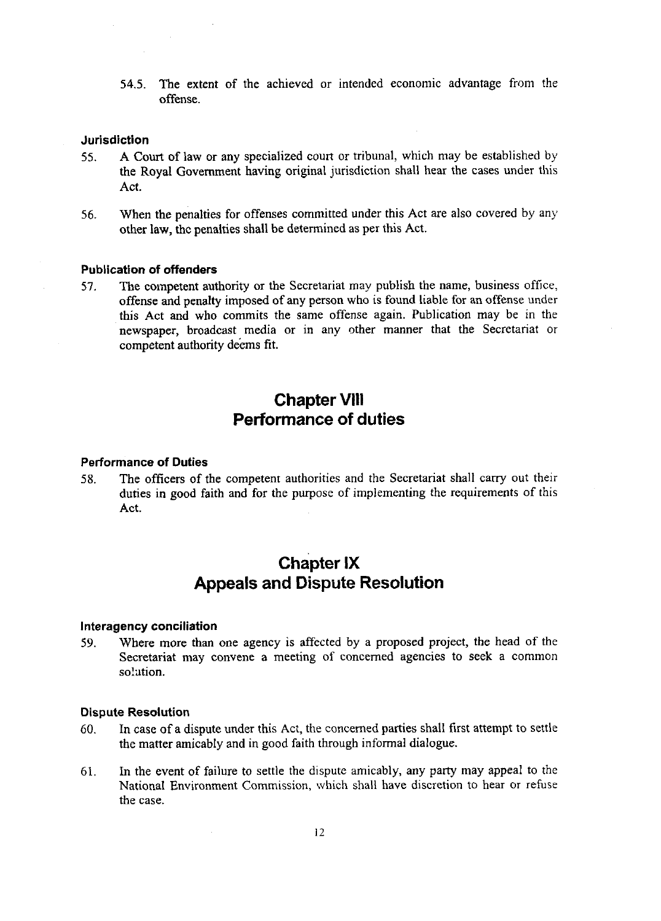54.5. The extent of the achieved or intended economic advantage from the offense.

### Jurisdiction

55. A Court of law or any specialized court or tribunal, which may be established by the Royal Government having original jurisdiction shall hear the cases under this Act.

56. When the penalties for offenses committed under this Act are also covered by any other law, the penalties shall be determined as per this Act.

### Publication of offenders

57. The competent authority or the Secretariat may publish the name, business office, offense and penalty imposed of any person who is found liable for an offense under this Act and who commits the same offense again. Publication may be in the newspaper, broadcast media or in any other manner that the Secretariat or competent authority deems fit.

## Chapter VIII
## Performance of duties

### Performance of Duties

58. The officers of the competent authorities and the Secretariat shall carry out their duties in good faith and for the purpose of implementing the requirements of this Act.

## Chapter IX
## Appeals and Dispute Resolution

### Interagency conciliation

59. Where more than one agency is affected by a proposed project, the head of the Secretariat may convene a meeting of concerned agencies to seek a common solution.

### Dispute Resolution

60. In case of a dispute under this Act, the concerned parties shall first attempt to settle the matter amicably and in good faith through informal dialogue.

61. In the event of failure to settle the dispute amicably, any party may appeal to the National Environment Commission, which shall have discretion to hear or refuse the case.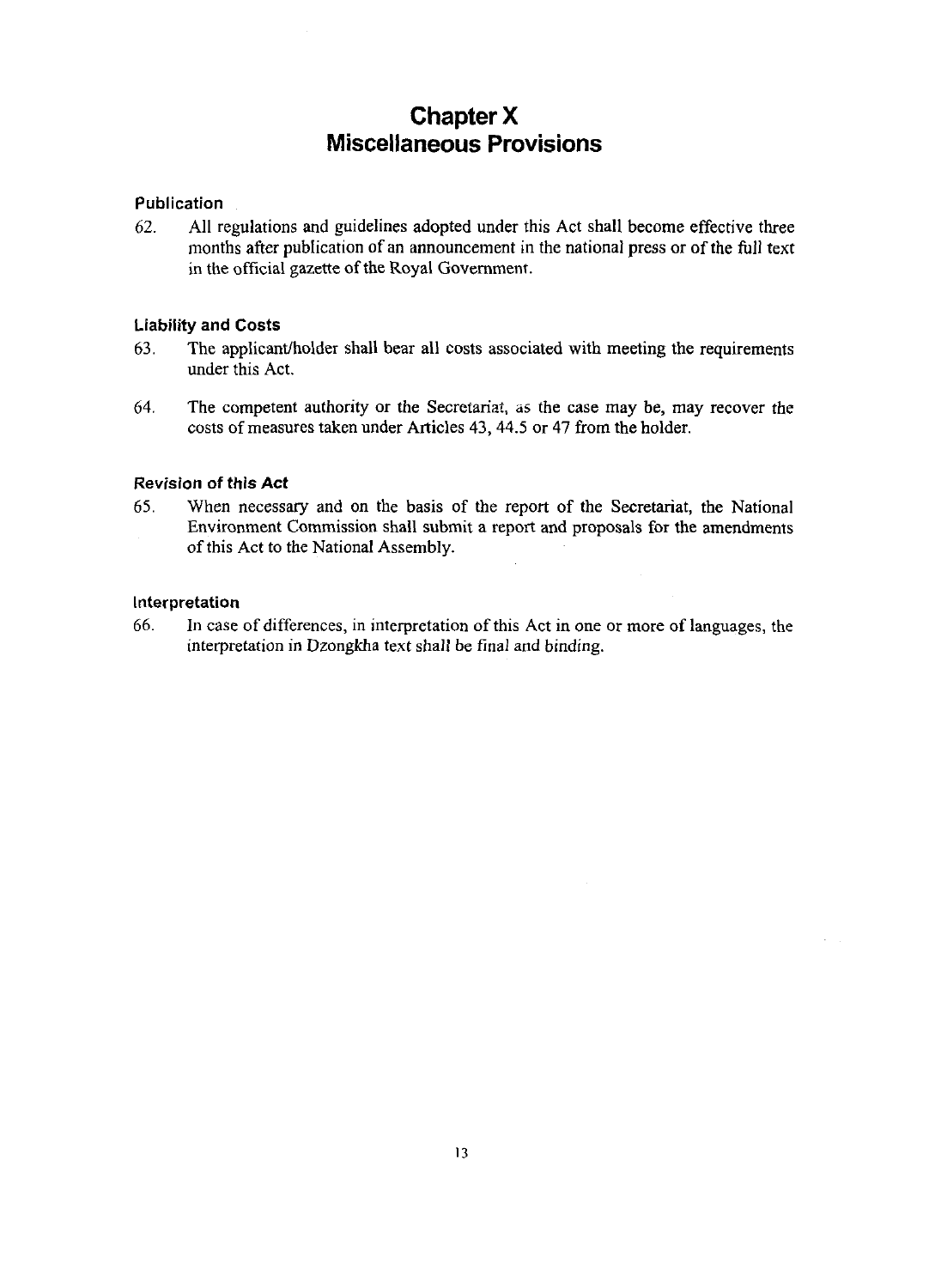# Chapter X
# Miscellaneous Provisions

### Publication

62. All regulations and guidelines adopted under this Act shall become effective three months after publication of an announcement in the national press or of the full text in the official gazette of the Royal Government.

### Liability and Costs

63. The applicant/holder shall bear all costs associated with meeting the requirements under this Act.

64. The competent authority or the Secretariat, as the case may be, may recover the costs of measures taken under Articles 43, 44.5 or 47 from the holder.

### Revision of this Act

65. When necessary and on the basis of the report of the Secretariat, the National Environment Commission shall submit a report and proposals for the amendments of this Act to the National Assembly.

### Interpretation

66. In case of differences, in interpretation of this Act in one or more of languages, the interpretation in Dzongkha text shall be final and binding.